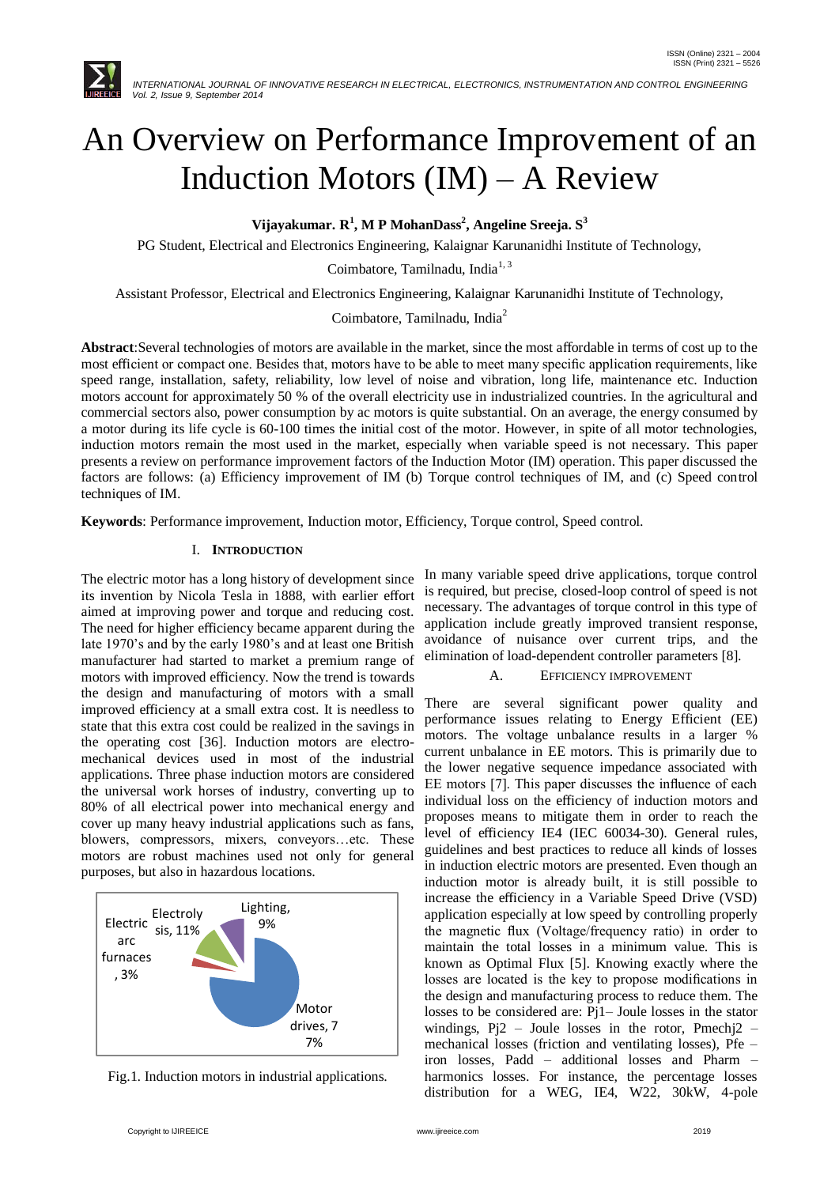# An Overview on Performance Improvement of an Induction Motors (IM) – A Review

**Vijayakumar. R[1], M P MohanDass[2], Angeline Sreeja. S[3]**

PG Student, Electrical and Electronics Engineering, Kalaignar Karunanidhi Institute of Technology, Coimbatore, Tamilnadu, India[1, 3]

Assistant Professor, Electrical and Electronics Engineering, Kalaignar Karunanidhi Institute of Technology, Coimbatore, Tamilnadu, India[2]

**Abstract**:Several technologies of motors are available in the market, since the most affordable in terms of cost up to the most efficient or compact one. Besides that, motors have to be able to meet many specific application requirements, like speed range, installation, safety, reliability, low level of noise and vibration, long life, maintenance etc. Induction motors account for approximately 50 % of the overall electricity use in industrialized countries. In the agricultural and commercial sectors also, power consumption by ac motors is quite substantial. On an average, the energy consumed by a motor during its life cycle is 60-100 times the initial cost of the motor. However, in spite of all motor technologies, induction motors remain the most used in the market, especially when variable speed is not necessary. This paper presents a review on performance improvement factors of the Induction Motor (IM) operation. This paper discussed the factors are follows: (a) Efficiency improvement of IM (b) Torque control techniques of IM, and (c) Speed control techniques of IM.

**Keywords**: Performance improvement, Induction motor, Efficiency, Torque control, Speed control.

## I. Introduction

The electric motor has a long history of development since its invention by Nicola Tesla in 1888, with earlier effort aimed at improving power and torque and reducing cost. The need for higher efficiency became apparent during the late 1970's and by the early 1980's and at least one British manufacturer had started to market a premium range of motors with improved efficiency. Now the trend is towards the design and manufacturing of motors with a small improved efficiency at a small extra cost. It is needless to state that this extra cost could be realized in the savings in the operating cost [36]. Induction motors are electro-mechanical devices used in most of the industrial applications. Three phase induction motors are considered the universal work horses of industry, converting up to 80% of all electrical power into mechanical energy and cover up many heavy industrial applications such as fans, blowers, compressors, mixers, conveyors…etc. These motors are robust machines used not only for general purposes, but also in hazardous locations.

Fig.1. Induction motors in industrial applications.

In many variable speed drive applications, torque control is required, but precise, closed-loop control of speed is not necessary. The advantages of torque control in this type of application include greatly improved transient response, avoidance of nuisance over current trips, and the elimination of load-dependent controller parameters [8].

### A. Efficiency Improvement

There are several significant power quality and performance issues relating to Energy Efficient (EE) motors. The voltage unbalance results in a larger % current unbalance in EE motors. This is primarily due to the lower negative sequence impedance associated with EE motors [7]. This paper discusses the influence of each individual loss on the efficiency of induction motors and proposes means to mitigate them in order to reach the level of efficiency IE4 (IEC 60034-30). General rules, guidelines and best practices to reduce all kinds of losses in induction electric motors are presented. Even though an induction motor is already built, it is still possible to increase the efficiency in a Variable Speed Drive (VSD) application especially at low speed by controlling properly the magnetic flux (Voltage/frequency ratio) in order to maintain the total losses in a minimum value. This is known as Optimal Flux [5]. Knowing exactly where the losses are located is the key to propose modifications in the design and manufacturing process to reduce them. The losses to be considered are: Pj1– Joule losses in the stator windings, Pj2 – Joule losses in the rotor, Pmechj2 – mechanical losses (friction and ventilating losses), Pfe – iron losses, Padd – additional losses and Pharm – harmonics losses. For instance, the percentage losses distribution for a WEG, IE4, W22, 30kW, 4-pole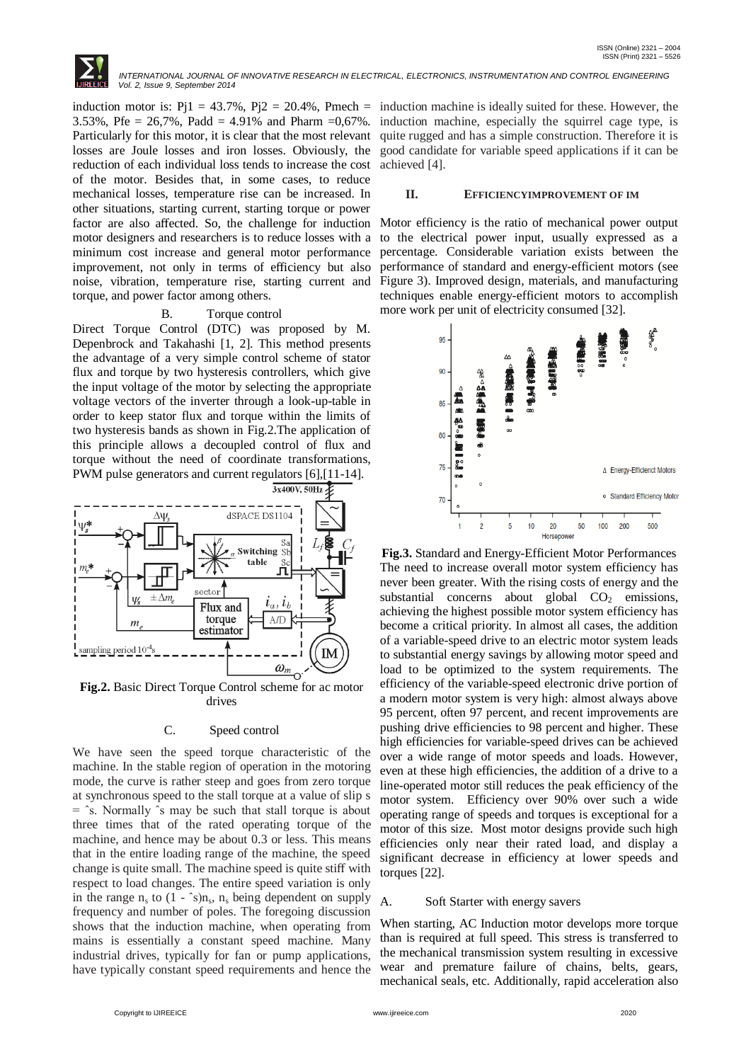induction motor is: Pj1 = 43.7%, Pj2 = 20.4%, Pmech = 3.53%, Pfe = 26,7%, Padd = 4.91% and Pharm =0,67%. Particularly for this motor, it is clear that the most relevant losses are Joule losses and iron losses. Obviously, the reduction of each individual loss tends to increase the cost of the motor. Besides that, in some cases, to reduce mechanical losses, temperature rise can be increased. In other situations, starting current, starting torque or power factor are also affected. So, the challenge for induction motor designers and researchers is to reduce losses with a minimum cost increase and general motor performance improvement, not only in terms of efficiency but also noise, vibration, temperature rise, starting current and torque, and power factor among others.

### B. Torque control

Direct Torque Control (DTC) was proposed by M. Depenbrock and Takahashi [1, 2]. This method presents the advantage of a very simple control scheme of stator flux and torque by two hysteresis controllers, which give the input voltage of the motor by selecting the appropriate voltage vectors of the inverter through a look-up-table in order to keep stator flux and torque within the limits of two hysteresis bands as shown in Fig.2.The application of this principle allows a decoupled control of flux and torque without the need of coordinate transformations, PWM pulse generators and current regulators [6],[11-14].

**Fig.2.** Basic Direct Torque Control scheme for ac motor drives

### C. Speed control

We have seen the speed torque characteristic of the machine. In the stable region of operation in the motoring mode, the curve is rather steep and goes from zero torque at synchronous speed to the stall torque at a value of slip s = ˆs. Normally ˆs may be such that stall torque is about three times that of the rated operating torque of the machine, and hence may be about 0.3 or less. This means that in the entire loading range of the machine, the speed change is quite small. The machine speed is quite stiff with respect to load changes. The entire speed variation is only in the range $n_s$ to (1 - ˆs)$n_s$, $n_s$ being dependent on supply frequency and number of poles. The foregoing discussion shows that the induction machine, when operating from mains is essentially a constant speed machine. Many industrial drives, typically for fan or pump applications, have typically constant speed requirements and hence the induction machine is ideally suited for these. However, the induction machine, especially the squirrel cage type, is quite rugged and has a simple construction. Therefore it is good candidate for variable speed applications if it can be achieved [4].

## II. EFFICIENCYIMPROVEMENT OF IM

Motor efficiency is the ratio of mechanical power output to the electrical power input, usually expressed as a percentage. Considerable variation exists between the performance of standard and energy-efficient motors (see Figure 3). Improved design, materials, and manufacturing techniques enable energy-efficient motors to accomplish more work per unit of electricity consumed [32].

**Fig.3.** Standard and Energy-Efficient Motor Performances

The need to increase overall motor system efficiency has never been greater. With the rising costs of energy and the substantial concerns about global $CO_2$ emissions, achieving the highest possible motor system efficiency has become a critical priority. In almost all cases, the addition of a variable-speed drive to an electric motor system leads to substantial energy savings by allowing motor speed and load to be optimized to the system requirements. The efficiency of the variable-speed electronic drive portion of a modern motor system is very high: almost always above 95 percent, often 97 percent, and recent improvements are pushing drive efficiencies to 98 percent and higher. These high efficiencies for variable-speed drives can be achieved over a wide range of motor speeds and loads. However, even at these high efficiencies, the addition of a drive to a line-operated motor still reduces the peak efficiency of the motor system. Efficiency over 90% over such a wide operating range of speeds and torques is exceptional for a motor of this size. Most motor designs provide such high efficiencies only near their rated load, and display a significant decrease in efficiency at lower speeds and torques [22].

### A. Soft Starter with energy savers

When starting, AC Induction motor develops more torque than is required at full speed. This stress is transferred to the mechanical transmission system resulting in excessive wear and premature failure of chains, belts, gears, mechanical seals, etc. Additionally, rapid acceleration also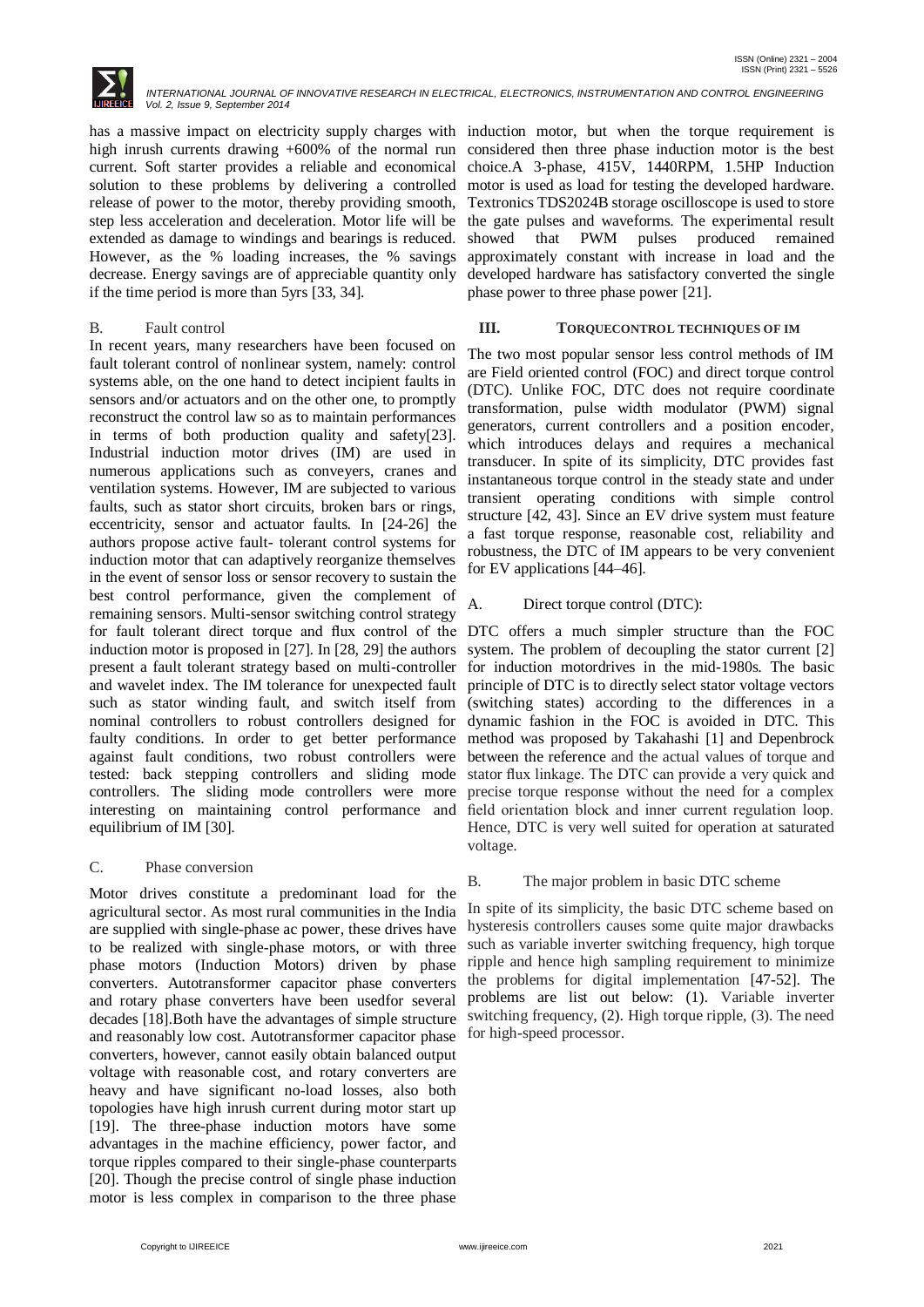has a massive impact on electricity supply charges with high inrush currents drawing +600% of the normal run current. Soft starter provides a reliable and economical solution to these problems by delivering a controlled release of power to the motor, thereby providing smooth, step less acceleration and deceleration. Motor life will be extended as damage to windings and bearings is reduced. However, as the % loading increases, the % savings decrease. Energy savings are of appreciable quantity only if the time period is more than 5yrs [33, 34].

### B. Fault control

In recent years, many researchers have been focused on fault tolerant control of nonlinear system, namely: control systems able, on the one hand to detect incipient faults in sensors and/or actuators and on the other one, to promptly reconstruct the control law so as to maintain performances in terms of both production quality and safety[23]. Industrial induction motor drives (IM) are used in numerous applications such as conveyers, cranes and ventilation systems. However, IM are subjected to various faults, such as stator short circuits, broken bars or rings, eccentricity, sensor and actuator faults. In [24-26] the authors propose active fault- tolerant control systems for induction motor that can adaptively reorganize themselves in the event of sensor loss or sensor recovery to sustain the best control performance, given the complement of remaining sensors. Multi-sensor switching control strategy for fault tolerant direct torque and flux control of the induction motor is proposed in [27]. In [28, 29] the authors present a fault tolerant strategy based on multi-controller and wavelet index. The IM tolerance for unexpected fault such as stator winding fault, and switch itself from nominal controllers to robust controllers designed for faulty conditions. In order to get better performance against fault conditions, two robust controllers were tested: back stepping controllers and sliding mode controllers. The sliding mode controllers were more interesting on maintaining control performance and equilibrium of IM [30].

### C. Phase conversion

Motor drives constitute a predominant load for the agricultural sector. As most rural communities in the India are supplied with single-phase ac power, these drives have to be realized with single-phase motors, or with three phase motors (Induction Motors) driven by phase converters. Autotransformer capacitor phase converters and rotary phase converters have been usedfor several decades [18].Both have the advantages of simple structure and reasonably low cost. Autotransformer capacitor phase converters, however, cannot easily obtain balanced output voltage with reasonable cost, and rotary converters are heavy and have significant no-load losses, also both topologies have high inrush current during motor start up [19]. The three-phase induction motors have some advantages in the machine efficiency, power factor, and torque ripples compared to their single-phase counterparts [20]. Though the precise control of single phase induction motor is less complex in comparison to the three phase induction motor, but when the torque requirement is considered then three phase induction motor is the best choice.A 3-phase, 415V, 1440RPM, 1.5HP Induction motor is used as load for testing the developed hardware. Textronics TDS2024B storage oscilloscope is used to store the gate pulses and waveforms. The experimental result showed that PWM pulses produced remained approximately constant with increase in load and the developed hardware has satisfactory converted the single phase power to three phase power [21].

## III. TORQUECONTROL TECHNIQUES OF IM

The two most popular sensor less control methods of IM are Field oriented control (FOC) and direct torque control (DTC). Unlike FOC, DTC does not require coordinate transformation, pulse width modulator (PWM) signal generators, current controllers and a position encoder, which introduces delays and requires a mechanical transducer. In spite of its simplicity, DTC provides fast instantaneous torque control in the steady state and under transient operating conditions with simple control structure [42, 43]. Since an EV drive system must feature a fast torque response, reasonable cost, reliability and robustness, the DTC of IM appears to be very convenient for EV applications [44–46].

### A. Direct torque control (DTC):

DTC offers a much simpler structure than the FOC system. The problem of decoupling the stator current [2] for induction motordrives in the mid-1980s. The basic principle of DTC is to directly select stator voltage vectors (switching states) according to the differences in a dynamic fashion in the FOC is avoided in DTC. This method was proposed by Takahashi [1] and Depenbrock between the reference and the actual values of torque and stator flux linkage. The DTC can provide a very quick and precise torque response without the need for a complex field orientation block and inner current regulation loop. Hence, DTC is very well suited for operation at saturated voltage.

### B. The major problem in basic DTC scheme

In spite of its simplicity, the basic DTC scheme based on hysteresis controllers causes some quite major drawbacks such as variable inverter switching frequency, high torque ripple and hence high sampling requirement to minimize the problems for digital implementation [47-52]. The problems are list out below: (1). Variable inverter switching frequency, (2). High torque ripple, (3). The need for high-speed processor.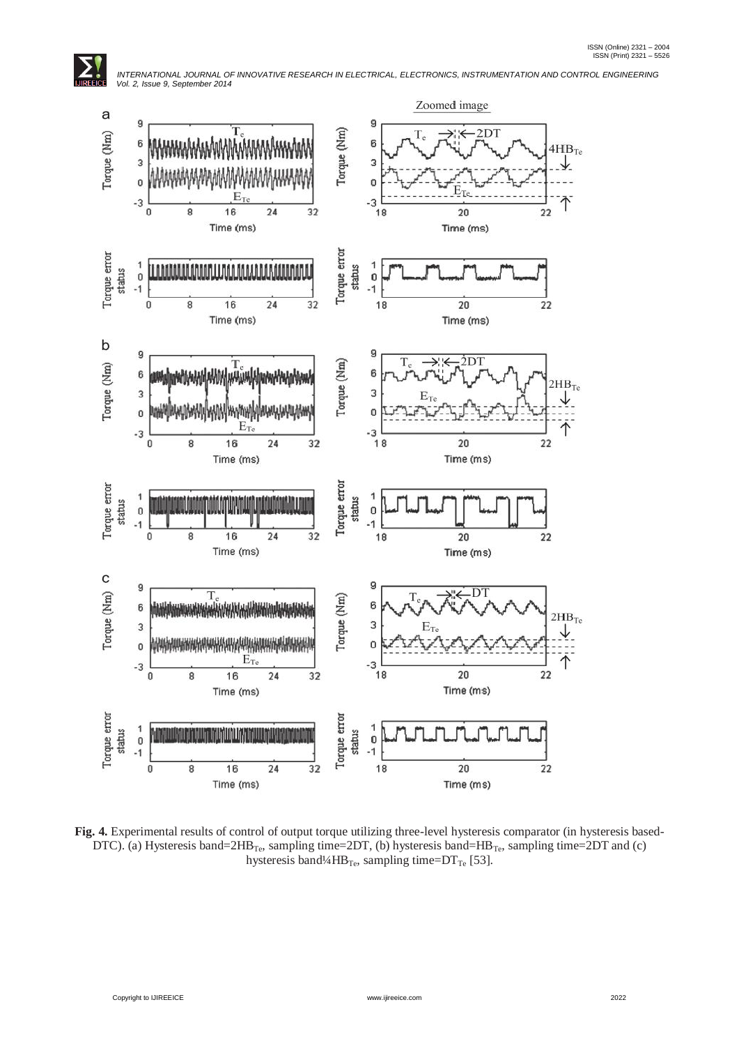**Fig. 4.** Experimental results of control of output torque utilizing three-level hysteresis comparator (in hysteresis based-DTC). (a) Hysteresis band=$2HB_{Te}$, sampling time=2DT, (b) hysteresis band=$HB_{Te}$, sampling time=2DT and (c) hysteresis band¼$HB_{Te}$, sampling time=$DT_{Te}$ [53].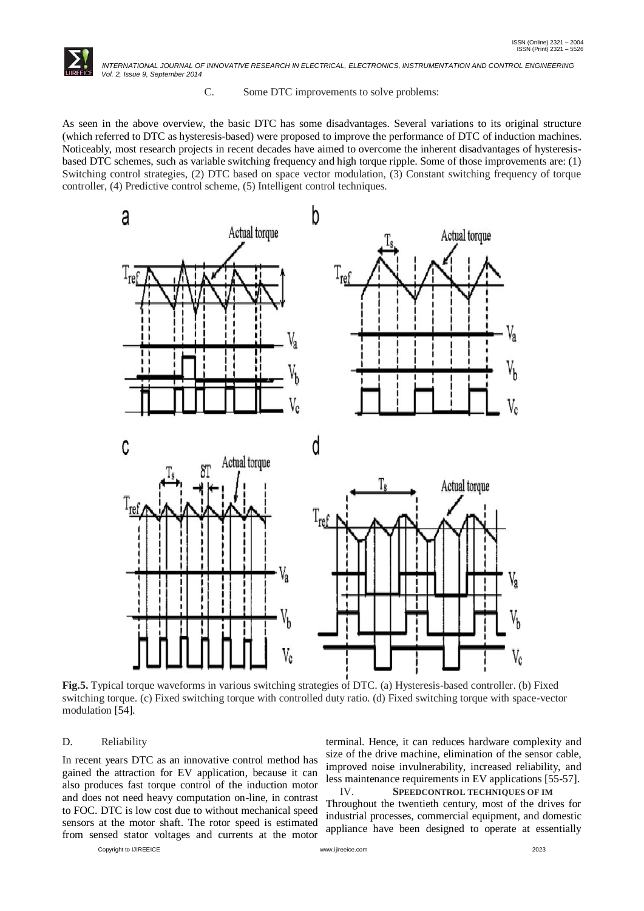### C. Some DTC improvements to solve problems:

As seen in the above overview, the basic DTC has some disadvantages. Several variations to its original structure (which referred to DTC as hysteresis-based) were proposed to improve the performance of DTC of induction machines. Noticeably, most research projects in recent decades have aimed to overcome the inherent disadvantages of hysteresis-based DTC schemes, such as variable switching frequency and high torque ripple. Some of those improvements are: (1) Switching control strategies, (2) DTC based on space vector modulation, (3) Constant switching frequency of torque controller, (4) Predictive control scheme, (5) Intelligent control techniques.

**Fig.5.** Typical torque waveforms in various switching strategies of DTC. (a) Hysteresis-based controller. (b) Fixed switching torque. (c) Fixed switching torque with controlled duty ratio. (d) Fixed switching torque with space-vector modulation [54].

### D. Reliability

In recent years DTC as an innovative control method has gained the attraction for EV application, because it can also produces fast torque control of the induction motor and does not need heavy computation on-line, in contrast to FOC. DTC is low cost due to without mechanical speed sensors at the motor shaft. The rotor speed is estimated from sensed stator voltages and currents at the motor terminal. Hence, it can reduces hardware complexity and size of the drive machine, elimination of the sensor cable, improved noise invulnerability, increased reliability, and less maintenance requirements in EV applications [55-57].

## IV. SPEEDCONTROL TECHNIQUES OF IM

Throughout the twentieth century, most of the drives for industrial processes, commercial equipment, and domestic appliance have been designed to operate at essentially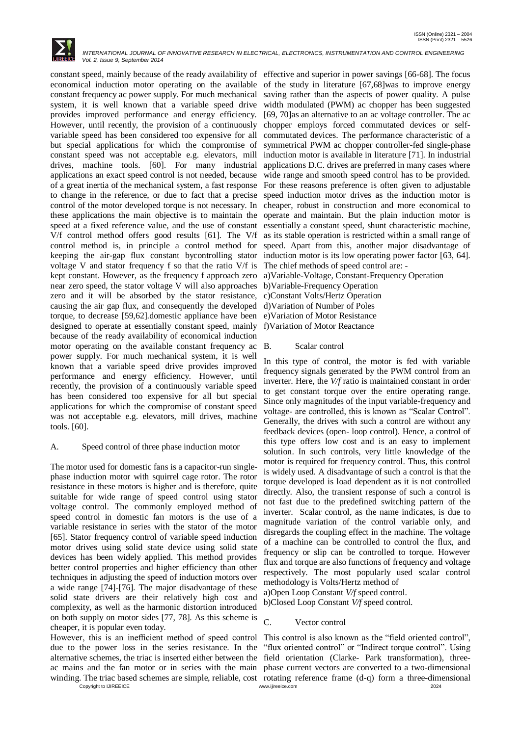constant speed, mainly because of the ready availability of economical induction motor operating on the available constant frequency ac power supply. For much mechanical system, it is well known that a variable speed drive provides improved performance and energy efficiency. However, until recently, the provision of a continuously variable speed has been considered too expensive for all but special applications for which the compromise of constant speed was not acceptable e.g. elevators, mill drives, machine tools. [60]. For many industrial applications an exact speed control is not needed, because of a great inertia of the mechanical system, a fast response to change in the reference, or due to fact that a precise control of the motor developed torque is not necessary. In these applications the main objective is to maintain the speed at a fixed reference value, and the use of constant V/f control method offers good results [61]. The V/f control method is, in principle a control method for keeping the air-gap flux constant bycontrolling stator voltage V and stator frequency f so that the ratio V/f is kept constant. However, as the frequency f approach zero near zero speed, the stator voltage V will also approaches zero and it will be absorbed by the stator resistance, causing the air gap flux, and consequently the developed torque, to decrease [59,62].domestic appliance have been designed to operate at essentially constant speed, mainly because of the ready availability of economical induction motor operating on the available constant frequency ac power supply. For much mechanical system, it is well known that a variable speed drive provides improved performance and energy efficiency. However, until recently, the provision of a continuously variable speed has been considered too expensive for all but special applications for which the compromise of constant speed was not acceptable e.g. elevators, mill drives, machine tools. [60].

## A. Speed control of three phase induction motor

The motor used for domestic fans is a capacitor-run single-phase induction motor with squirrel cage rotor. The rotor resistance in these motors is higher and is therefore, quite suitable for wide range of speed control using stator voltage control. The commonly employed method of speed control in domestic fan motors is the use of a variable resistance in series with the stator of the motor [65]. Stator frequency control of variable speed induction motor drives using solid state device using solid state devices has been widely applied. This method provides better control properties and higher efficiency than other techniques in adjusting the speed of induction motors over a wide range [74]-[76]. The major disadvantage of these solid state drivers are their relatively high cost and complexity, as well as the harmonic distortion introduced on both supply on motor sides [77, 78]. As this scheme is cheaper, it is popular even today.

However, this is an inefficient method of speed control due to the power loss in the series resistance. In the alternative schemes, the triac is inserted either between the ac mains and the fan motor or in series with the main winding. The triac based schemes are simple, reliable, cost effective and superior in power savings [66-68]. The focus of the study in literature [67,68]was to improve energy saving rather than the aspects of power quality. A pulse width modulated (PWM) ac chopper has been suggested [69, 70]as an alternative to an ac voltage controller. The ac chopper employs forced commutated devices or self-commutated devices. The performance characteristic of a symmetrical PWM ac chopper controller-fed single-phase induction motor is available in literature [71]. In industrial applications D.C. drives are preferred in many cases where wide range and smooth speed control has to be provided. For these reasons preference is often given to adjustable speed induction motor drives as the induction motor is cheaper, robust in construction and more economical to operate and maintain. But the plain induction motor is essentially a constant speed, shunt characteristic machine, as its stable operation is restricted within a small range of speed. Apart from this, another major disadvantage of induction motor is its low operating power factor [63, 64]. The chief methods of speed control are: -

a)Variable-Voltage, Constant-Frequency Operation
b)Variable-Frequency Operation
c)Constant Volts/Hertz Operation
d)Variation of Number of Poles
e)Variation of Motor Resistance
f)Variation of Motor Reactance

## B. Scalar control

In this type of control, the motor is fed with variable frequency signals generated by the PWM control from an inverter. Here, the *V/f* ratio is maintained constant in order to get constant torque over the entire operating range. Since only magnitudes of the input variable-frequency and voltage- are controlled, this is known as "Scalar Control". Generally, the drives with such a control are without any feedback devices (open- loop control). Hence, a control of this type offers low cost and is an easy to implement solution. In such controls, very little knowledge of the motor is required for frequency control. Thus, this control is widely used. A disadvantage of such a control is that the torque developed is load dependent as it is not controlled directly. Also, the transient response of such a control is not fast due to the predefined switching pattern of the inverter. Scalar control, as the name indicates, is due to magnitude variation of the control variable only, and disregards the coupling effect in the machine. The voltage of a machine can be controlled to control the flux, and frequency or slip can be controlled to torque. However flux and torque are also functions of frequency and voltage respectively. The most popularly used scalar control methodology is Volts/Hertz method of

a)Open Loop Constant *V/f* speed control.
b)Closed Loop Constant *V/f* speed control.

## C. Vector control

This control is also known as the "field oriented control", "flux oriented control" or "Indirect torque control". Using field orientation (Clarke- Park transformation), three-phase current vectors are converted to a two-dimensional rotating reference frame (d-q) form a three-dimensional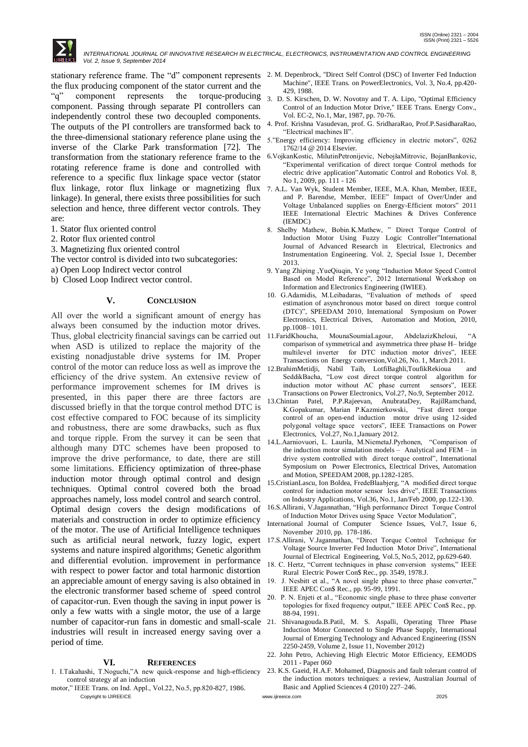stationary reference frame. The "d" component represents the flux producing component of the stator current and the "q" component represents the torque-producing component. Passing through separate PI controllers can independently control these two decoupled components. The outputs of the PI controllers are transformed back to the three-dimensional stationary reference plane using the inverse of the Clarke Park transformation [72]. The transformation from the stationary reference frame to the rotating reference frame is done and controlled with reference to a specific flux linkage space vector (stator flux linkage, rotor flux linkage or magnetizing flux linkage). In general, there exists three possibilities for such selection and hence, three different vector controls. They are:

1. Stator flux oriented control
2. Rotor flux oriented control
3. Magnetizing flux oriented control

The vector control is divided into two subcategories:

a) Open Loop Indirect vector control

b) Closed Loop Indirect vector control.

## V. CONCLUSION

All over the world a significant amount of energy has always been consumed by the induction motor drives. Thus, global electricity financial savings can be carried out when ASD is utilized to replace the majority of the existing nonadjustable drive systems for IM. Proper control of the motor can reduce loss as well as improve the efficiency of the drive system. An extensive review of performance improvement schemes for IM drives is presented, in this paper there are three factors are discussed briefly in that the torque control method DTC is cost effective compared to FOC because of its simplicity and robustness, there are some drawbacks, such as flux and torque ripple. From the survey it can be seen that although many DTC schemes have been proposed to improve the drive performance, to date, there are still some limitations. Efficiency optimization of three-phase induction motor through optimal control and design techniques. Optimal control covered both the broad approaches namely, loss model control and search control. Optimal design covers the design modifications of materials and construction in order to optimize efficiency of the motor. The use of Artificial Intelligence techniques such as artificial neural network, fuzzy logic, expert systems and nature inspired algorithms; Genetic algorithm and differential evolution. improvement in performance with respect to power factor and total harmonic distortion an appreciable amount of energy saving is also obtained in the electronic transformer based scheme of speed control of capacitor-run. Even though the saving in input power is only a few watts with a single motor, the use of a large number of capacitor-run fans in domestic and small-scale industries will result in increased energy saving over a period of time.

## VI. REFERENCES

1. I.Takahashi, T.Noguchi,"A new quick-response and high-efficiency control strategy af an induction motor," IEEE Trans. on Ind. Appl., Vol.22, No.5, pp.820-827, 1986.
2. M. Depenbrock, "Direct Self Control (DSC) of Inverter Fed Induction Machine", IEEE Trans. on PowerElectronics, Vol. 3, No.4, pp.420-429, 1988.
3. D. S. Kirschen, D. W. Novotny and T. A. Lipo, "Optimal Efficiency Control of an Induction Motor Drive," IEEE Trans. Energy Conv., Vol. EC-2, No.1, Mar, 1987, pp. 70-76.
4. Prof. Krishna Vasudevan, prof. G. SridharaRao, Prof.P.SasidharaRao, "Electrical machines II".
5. "Energy efficiency: Improving efficiency in electric motors", 0262 1762/14 @ 2014 Elsevier.
6. VojkanKostic, MilutinPetronijevic, NebojšaMitrovic, BojanBankovic, "Experimental verification of direct torque Control methods for electric drive application"Automatic Control and Robotics Vol. 8, No 1, 2009, pp. 111 - 126
7. A.L. Van Wyk, Student Member, IEEE, M.A. Khan, Member, IEEE, and P. Barendse, Member, IEEE" Impact of Over/Under and Voltage Unbalanced supplies on Energy-Efficient motors" 2011 IEEE International Electric Machines & Drives Conference (IEMDC)
8. Shelby Mathew, Bobin.K.Mathew, " Direct Torque Control of Induction Motor Using Fuzzy Logic Controller"International Journal of Advanced Research in Electrical, Electronics and Instrumentation Engineering. Vol. 2, Special Issue 1, December 2013.
9. Yang Zhiping ,YueQiuqin, Ye yong "Induction Motor Speed Control Based on Model Reference", 2012 International Workshop on Information and Electronics Engineering (IWIEE).
10. G.Adamidis, M.Leibadaras, "Evaluation of methods of speed estimation of asynchronous motor based on direct torque control (DTC)", SPEEDAM 2010, International Symposium on Power Electronics, Electrical Drives, Automation and Motion, 2010, pp.1008– 1011.
11. FaridKhoucha, MounaSoumiaLagour, AbdelazizKheloui, "A comparison of symmetrical and asymmetrica three phase H– bridge multilevel inverter for DTC induction motor drives", IEEE Transactions on Energy conversion,Vol.26, No. 1, March 2011.
12. BrahimMetidji, Nabil Taib, LotfiBaghli,ToufikRekioua and SeddikBacha, "Low cost direct torque control algorithm for induction motor without AC phase current sensors", IEEE Transactions on Power Electronics, Vol.27, No.9, September 2012.
13. Chintan Patel, P.P.Rajeevan, AnubrataDey, RajilRamchand, K.Gopakumar, Marian P.Kazmierkowski, "Fast direct torque control of an open-end induction motor drive using 12-sided polygonal voltage space vectors", IEEE Transactions on Power Electronics, Vol.27, No.1,January 2012.
14. L.Aarniovuori, L. Laurila, M.NiemetaJ.Pyrhonen, "Comparison of the induction motor simulation models – Analytical and FEM – in drive system controlled with direct torque control", International Symposium on Power Electronics, Electrical Drives, Automation and Motion, SPEEDAM 2008, pp.1282-1285.
15. CristianLascu, Ion Boldea, FredeBlaabjerg, "A modified direct torque control for induction motor sensor less drive", IEEE Transactions on Industry Applications, Vol.36, No.1, Jan/Feb 2000, pp.122-130.
16. S.Allirani, V.Jagannathan, "High performance Direct Torque Control of Induction Motor Drives using Space Vector Modulation", International Journal of Computer Science Issues, Vol.7, Issue 6, November 2010, pp. 178-186.
17. S.Allirani, V.Jagannathan, "Direct Torque Control Technique for Voltage Source Inverter Fed Induction Motor Drive", International Journal of Electrical Engineering, Vol.5, No.5, 2012, pp.629-640.
18. C. Hertz, "Current techniques in phase conversion systems," IEEE Rural Electric Power Con$ Rec., pp. 3549, 1978.J.
19. J. Nesbitt et al., "A novel single phase to three phase converter," IEEE APEC Con$ Rec., pp. 95-99, 1991.
20. P. N. Enjeti et al., "Economic single phase to three phase converter topologies for fixed frequency output," IEEE APEC Con$ Rec., pp. 88-94, 1991.
21. Shivanagouda.B.Patil, M. S. Aspalli, Operating Three Phase Induction Motor Connected to Single Phase Supply, International Journal of Emerging Technology and Advanced Engineering (ISSN 2250-2459, Volume 2, Issue 11, November 2012)
22. John Petro, Achieving High Electric Motor Efficiency, EEMODS 2011 - Paper 060
23. K.S. Gaeid, H.A.F. Mohamed, Diagnosis and fault tolerant control of the induction motors techniques: a review, Australian Journal of Basic and Applied Sciences 4 (2010) 227–246.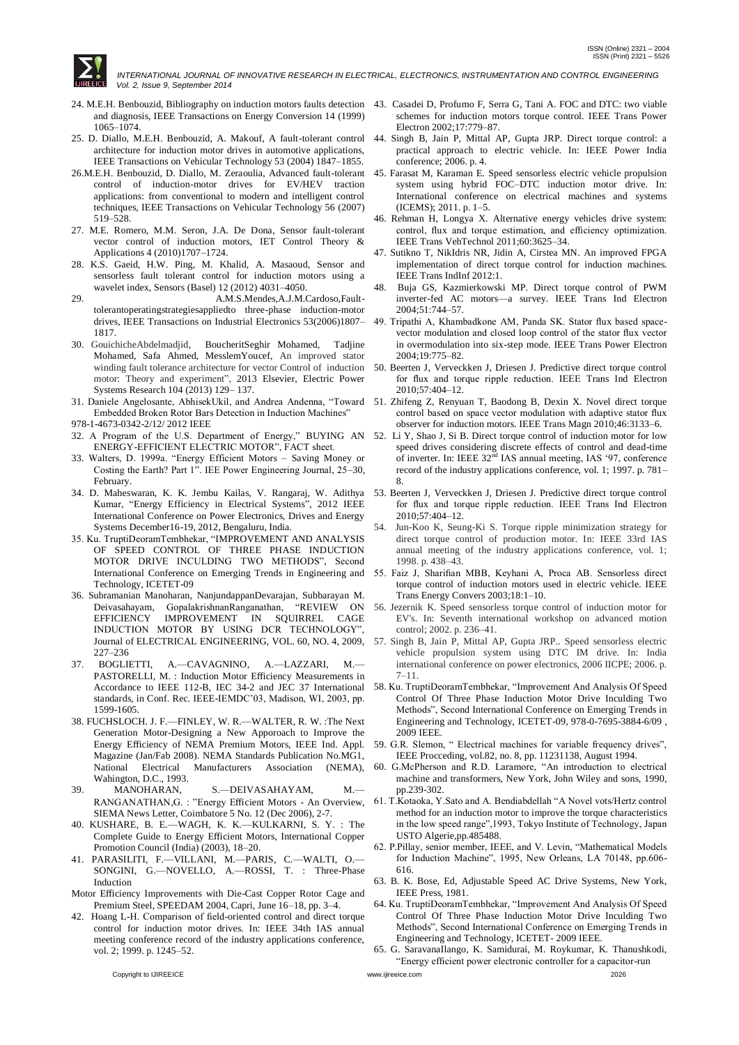24. M.E.H. Benbouzid, Bibliography on induction motors faults detection and diagnosis, IEEE Transactions on Energy Conversion 14 (1999) 1065–1074.
25. D. Diallo, M.E.H. Benbouzid, A. Makouf, A fault-tolerant control architecture for induction motor drives in automotive applications, IEEE Transactions on Vehicular Technology 53 (2004) 1847–1855.
26. M.E.H. Benbouzid, D. Diallo, M. Zeraoulia, Advanced fault-tolerant control of induction-motor drives for EV/HEV traction applications: from conventional to modern and intelligent control techniques, IEEE Transactions on Vehicular Technology 56 (2007) 519–528.
27. M.E. Romero, M.M. Seron, J.A. De Dona, Sensor fault-tolerant vector control of induction motors, IET Control Theory & Applications 4 (2010)1707–1724.
28. K.S. Gaeid, H.W. Ping, M. Khalid, A. Masaoud, Sensor and sensorless fault tolerant control for induction motors using a wavelet index, Sensors (Basel) 12 (2012) 4031–4050.
29. A.M.S.Mendes,A.J.M.Cardoso,Fault-tolerantoperatingstrategiesappliedto three-phase induction-motor drives, IEEE Transactions on Industrial Electronics 53(2006)1807–1817.
30. GouichicheAbdelmadjid, BoucheritSeghir Mohamed, Tadjine Mohamed, Safa Ahmed, MesslemYoucef, An improved stator winding fault tolerance architecture for vector Control of induction motor: Theory and experiment", 2013 Elsevier, Electric Power Systems Research 104 (2013) 129– 137.
31. Daniele Angelosante, AbhisekUkil, and Andrea Andenna, "Toward Embedded Broken Rotor Bars Detection in Induction Machines" 978-1-4673-0342-2/12/ 2012 IEEE
32. A Program of the U.S. Department of Energy," BUYING AN ENERGY-EFFICIENT ELECTRIC MOTOR", FACT sheet.
33. Walters, D. 1999a. "Energy Efficient Motors – Saving Money or Costing the Earth? Part 1". IEE Power Engineering Journal, 25–30, February.
34. D. Maheswaran, K. K. Jembu Kailas, V. Rangaraj, W. Adithya Kumar, "Energy Efficiency in Electrical Systems", 2012 IEEE International Conference on Power Electronics, Drives and Energy Systems December16-19, 2012, Bengaluru, India.
35. Ku. TruptiDeoramTembhekar, "IMPROVEMENT AND ANALYSIS OF SPEED CONTROL OF THREE PHASE INDUCTION MOTOR DRIVE INCULDING TWO METHODS", Second International Conference on Emerging Trends in Engineering and Technology, ICETET-09
36. Subramanian Manoharan, NanjundappanDevarajan, Subbarayan M. Deivasahayam, GopalakrishnanRanganathan, "REVIEW ON EFFICIENCY IMPROVEMENT IN SQUIRREL CAGE INDUCTION MOTOR BY USING DCR TECHNOLOGY", Journal of ELECTRICAL ENGINEERING, VOL. 60, NO. 4, 2009, 227–236
37. BOGLIETTI, A.—CAVAGNINO, A.—LAZZARI, M.—PASTORELLI, M. : Induction Motor Efficiency Measurements in Accordance to IEEE 112-B, IEC 34-2 and JEC 37 International standards, in Conf. Rec. IEEE-IEMDC'03, Madison, WI, 2003, pp. 1599-1605.
38. FUCHSLOCH. J. F.—FINLEY, W. R.—WALTER, R. W. :The Next Generation Motor-Designing a New Apporoach to Improve the Energy Efficiency of NEMA Premium Motors, IEEE Ind. Appl. Magazine (Jan/Fab 2008). NEMA Standards Publication No.MG1, National Electrical Manufacturers Association (NEMA), Wahington, D.C., 1993.
39. MANOHARAN, S.—DEIVASAHAYAM, M.—RANGANATHAN,G. : "Energy Efficient Motors - An Overview, SIEMA News Letter, Coimbatore 5 No. 12 (Dec 2006), 2-7.
40. KUSHARE, B. E.—WAGH, K. K.—KULKARNI, S. Y. : The Complete Guide to Energy Efficient Motors, International Copper Promotion Council (India) (2003), 18–20.
41. PARASILITI, F.—VILLANI, M.—PARIS, C.—WALTI, O.—SONGINI, G.—NOVELLO, A.—ROSSI, T. : Three-Phase Induction Motor Efficiency Improvements with Die-Cast Copper Rotor Cage and Premium Steel, SPEEDAM 2004, Capri, June 16–18, pp. 3–4.
42. Hoang L-H. Comparison of field-oriented control and direct torque control for induction motor drives. In: IEEE 34th IAS annual meeting conference record of the industry applications conference, vol. 2; 1999. p. 1245–52.
43. Casadei D, Profumo F, Serra G, Tani A. FOC and DTC: two viable schemes for induction motors torque control. IEEE Trans Power Electron 2002;17:779–87.
44. Singh B, Jain P, Mittal AP, Gupta JRP. Direct torque control: a practical approach to electric vehicle. In: IEEE Power India conference; 2006. p. 4.
45. Farasat M, Karaman E. Speed sensorless electric vehicle propulsion system using hybrid FOC–DTC induction motor drive. In: International conference on electrical machines and systems (ICEMS); 2011. p. 1–5.
46. Rehman H, Longya X. Alternative energy vehicles drive system: control, flux and torque estimation, and efficiency optimization. IEEE Trans VehTechnol 2011;60:3625–34.
47. Sutikno T, NikIdris NR, Jidin A, Cirstea MN. An improved FPGA implementation of direct torque control for induction machines. IEEE Trans IndInf 2012:1.
48. Buja GS, Kazmierkowski MP. Direct torque control of PWM inverter-fed AC motors—a survey. IEEE Trans Ind Electron 2004;51:744–57.
49. Tripathi A, Khambadkone AM, Panda SK. Stator flux based space-vector modulation and closed loop control of the stator flux vector in overmodulation into six-step mode. IEEE Trans Power Electron 2004;19:775–82.
50. Beerten J, Verveckken J, Driesen J. Predictive direct torque control for flux and torque ripple reduction. IEEE Trans Ind Electron 2010;57:404–12.
51. Zhifeng Z, Renyuan T, Baodong B, Dexin X. Novel direct torque control based on space vector modulation with adaptive stator flux observer for induction motors. IEEE Trans Magn 2010;46:3133–6.
52. Li Y, Shao J, Si B. Direct torque control of induction motor for low speed drives considering discrete effects of control and dead-time of inverter. In: IEEE 32nd IAS annual meeting, IAS '97, conference record of the industry applications conference, vol. 1; 1997. p. 781–8.
53. Beerten J, Verveckken J, Driesen J. Predictive direct torque control for flux and torque ripple reduction. IEEE Trans Ind Electron 2010;57:404–12.
54. Jun-Koo K, Seung-Ki S. Torque ripple minimization strategy for direct torque control of production motor. In: IEEE 33rd IAS annual meeting of the industry applications conference, vol. 1; 1998. p. 438–43.
55. Faiz J, Sharifian MBB, Keyhani A, Proca AB. Sensorless direct torque control of induction motors used in electric vehicle. IEEE Trans Energy Convers 2003;18:1–10.
56. Jezernik K. Speed sensorless torque control of induction motor for EV's. In: Seventh international workshop on advanced motion control; 2002. p. 236–41.
57. Singh B, Jain P, Mittal AP, Gupta JRP.. Speed sensorless electric vehicle propulsion system using DTC IM drive. In: India international conference on power electronics, 2006 IICPE; 2006. p. 7–11.
58. Ku. TruptiDeoramTembhekar, "Improvement And Analysis Of Speed Control Of Three Phase Induction Motor Drive Inculding Two Methods", Second International Conference on Emerging Trends in Engineering and Technology, ICETET-09, 978-0-7695-3884-6/09 , 2009 IEEE.
59. G.R. Slemon, " Electrical machines for variable frequency drives", IEEE Procceding, vol.82, no. 8, pp. 11231138, August 1994.
60. G.McPherson and R.D. Laramore, "An introduction to electrical machine and transformers, New York, John Wiley and sons, 1990, pp.239-302.
61. T.Kotaoka, Y.Sato and A. Bendiabdellah "A Novel vots/Hertz control method for an induction motor to improve the torque characteristics in the low speed range",1993, Tokyo Institute of Technology, Japan USTO Algerie,pp.485488.
62. P.Pillay, senior member, IEEE, and V. Levin, "Mathematical Models for Induction Machine", 1995, New Orleans, LA 70148, pp.606-616.
63. B. K. Bose, Ed, Adjustable Speed AC Drive Systems, New York, IEEE Press, 1981.
64. Ku. TruptiDeoramTembhekar, "Improvement And Analysis Of Speed Control Of Three Phase Induction Motor Drive Inculding Two Methods", Second International Conference on Emerging Trends in Engineering and Technology, ICETET- 2009 IEEE.
65. G. SaravanaIlango, K. Samidurai, M. Roykumar, K. Thanushkodi, "Energy efficient power electronic controller for a capacitor-run